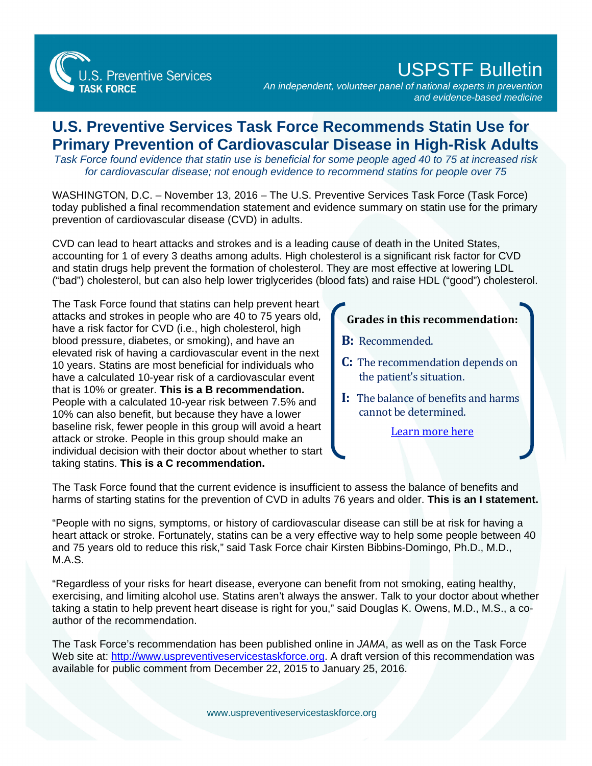U.S. Preventive Services TASK FORCE

# USPSTF Bulletin

*An independent, volunteer panel of national experts in prevention and evidence-based medicine*

## U.S. Preventive Services Task Force Recommends Statin Use for Primary Prevention of Cardiovascular Disease in High-Risk Adults

*Task Force found evidence that statin use is beneficial for some people aged 40 to 75 at increased risk for cardiovascular disease; not enough evidence to recommend statins for people over 75*

WASHINGTON, D.C. – November 13, 2016 – The U.S. Preventive Services Task Force (Task Force) today published a final recommendation statement and evidence summary on statin use for the primary prevention of cardiovascular disease (CVD) in adults.

CVD can lead to heart attacks and strokes and is a leading cause of death in the United States, accounting for 1 of every 3 deaths among adults. High cholesterol is a significant risk factor for CVD and statin drugs help prevent the formation of cholesterol. They are most effective at lowering LDL ("bad") cholesterol, but can also help lower triglycerides (blood fats) and raise HDL ("good") cholesterol.

The Task Force found that statins can help prevent heart attacks and strokes in people who are 40 to 75 years old, have a risk factor for CVD (i.e., high cholesterol, high blood pressure, diabetes, or smoking), and have an elevated risk of having a cardiovascular event in the next 10 years. Statins are most beneficial for individuals who have a calculated 10-year risk of a cardiovascular event that is 10% or greater. **This is a B recommendation.** People with a calculated 10-year risk between 7.5% and 10% can also benefit, but because they have a lower baseline risk, fewer people in this group will avoid a heart attack or stroke. People in this group should make an individual decision with their doctor about whether to start taking statins. **This is a C recommendation.**

**Grades in this recommendation:**

**B:** Recommended.

**C:** The recommendation depends on the patient's situation.

**I:** The balance of benefits and harms cannot be determined.

[Learn more here]

The Task Force found that the current evidence is insufficient to assess the balance of benefits and harms of starting statins for the prevention of CVD in adults 76 years and older. **This is an I statement.**

"People with no signs, symptoms, or history of cardiovascular disease can still be at risk for having a heart attack or stroke. Fortunately, statins can be a very effective way to help some people between 40 and 75 years old to reduce this risk," said Task Force chair Kirsten Bibbins-Domingo, Ph.D., M.D., M.A.S.

"Regardless of your risks for heart disease, everyone can benefit from not smoking, eating healthy, exercising, and limiting alcohol use. Statins aren't always the answer. Talk to your doctor about whether taking a statin to help prevent heart disease is right for you," said Douglas K. Owens, M.D., M.S., a co-author of the recommendation.

The Task Force's recommendation has been published online in *JAMA*, as well as on the Task Force Web site at: http://www.uspreventiveservicestaskforce.org. A draft version of this recommendation was available for public comment from December 22, 2015 to January 25, 2016.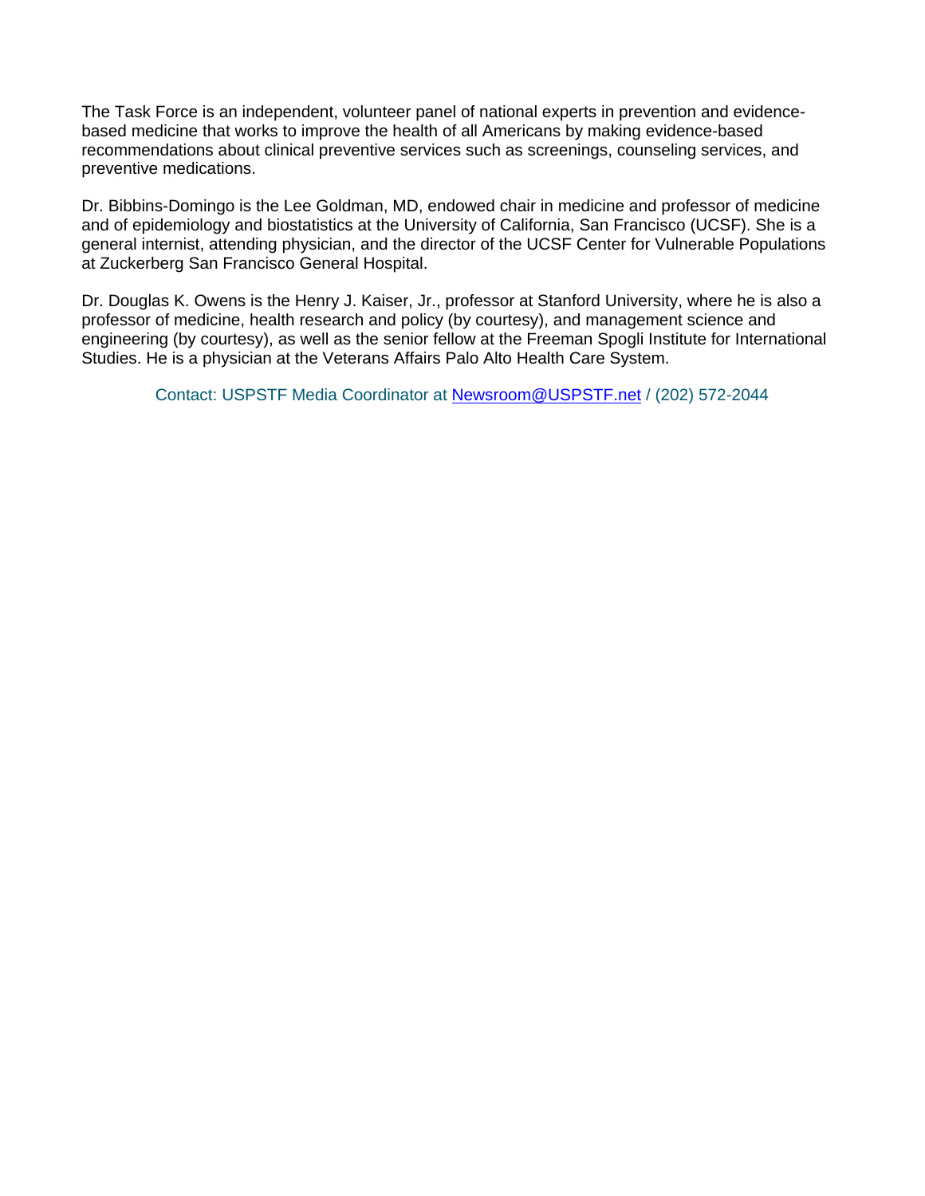The Task Force is an independent, volunteer panel of national experts in prevention and evidence-based medicine that works to improve the health of all Americans by making evidence-based recommendations about clinical preventive services such as screenings, counseling services, and preventive medications.

Dr. Bibbins-Domingo is the Lee Goldman, MD, endowed chair in medicine and professor of medicine and of epidemiology and biostatistics at the University of California, San Francisco (UCSF). She is a general internist, attending physician, and the director of the UCSF Center for Vulnerable Populations at Zuckerberg San Francisco General Hospital.

Dr. Douglas K. Owens is the Henry J. Kaiser, Jr., professor at Stanford University, where he is also a professor of medicine, health research and policy (by courtesy), and management science and engineering (by courtesy), as well as the senior fellow at the Freeman Spogli Institute for International Studies. He is a physician at the Veterans Affairs Palo Alto Health Care System.

Contact: USPSTF Media Coordinator at Newsroom@USPSTF.net / (202) 572-2044